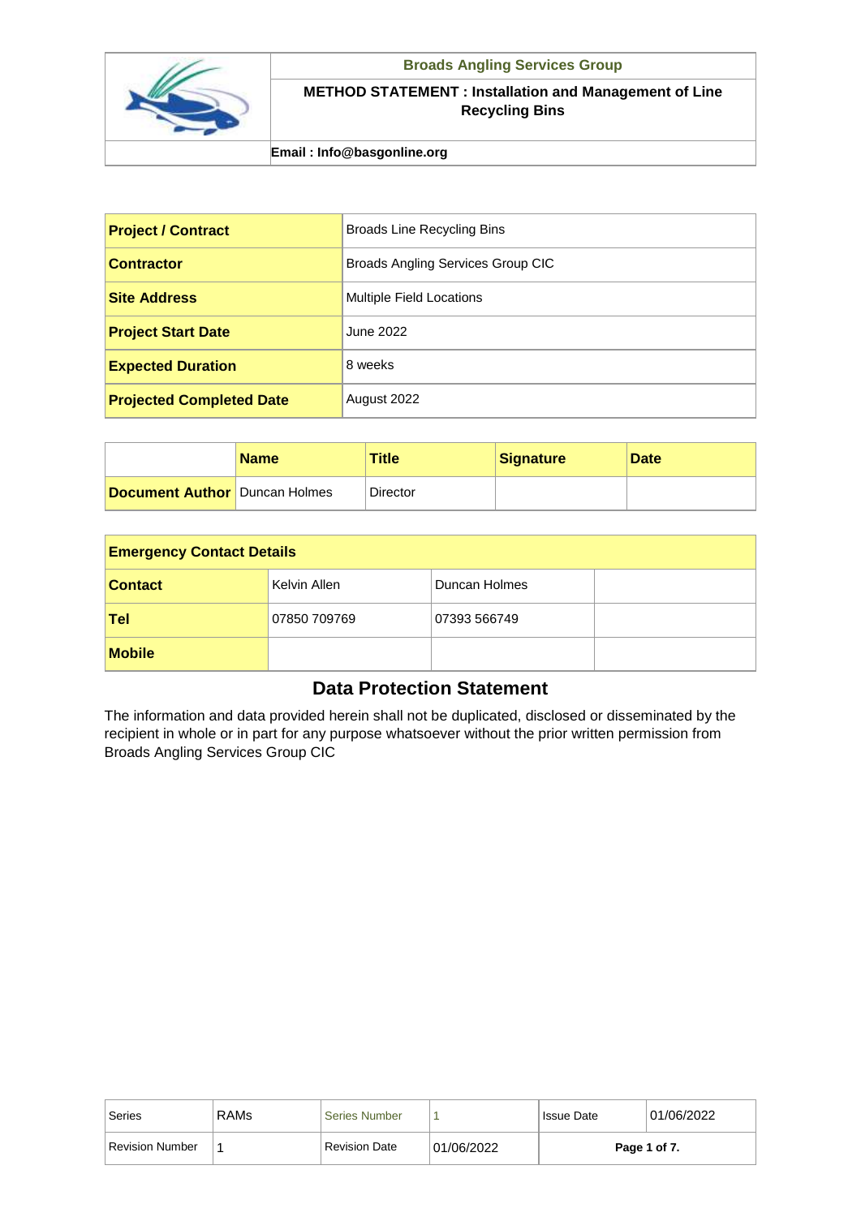**Broads Angling Services Group**

**METHOD STATEMENT : Installation and Management of Line Recycling Bins**

**Email : Info@basgonline.org**

| **Project / Contract** | Broads Line Recycling Bins |
|---|---|
| **Contractor** | Broads Angling Services Group CIC |
| **Site Address** | Multiple Field Locations |
| **Project Start Date** | June 2022 |
| **Expected Duration** | 8 weeks |
| **Projected Completed Date** | August 2022 |

| | **Name** | **Title** | **Signature** | **Date** |
|---|---|---|---|---|
| **Document Author** | Duncan Holmes | Director | | |

| **Emergency Contact Details** | | | |
|---|---|---|---|
| **Contact** | Kelvin Allen | Duncan Holmes | |
| **Tel** | 07850 709769 | 07393 566749 | |
| **Mobile** | | | |

## Data Protection Statement

The information and data provided herein shall not be duplicated, disclosed or disseminated by the recipient in whole or in part for any purpose whatsoever without the prior written permission from Broads Angling Services Group CIC

| Series | RAMs | Series Number | 1 | Issue Date | 01/06/2022 |
|---|---|---|---|---|---|
| Revision Number | 1 | Revision Date | 01/06/2022 | | |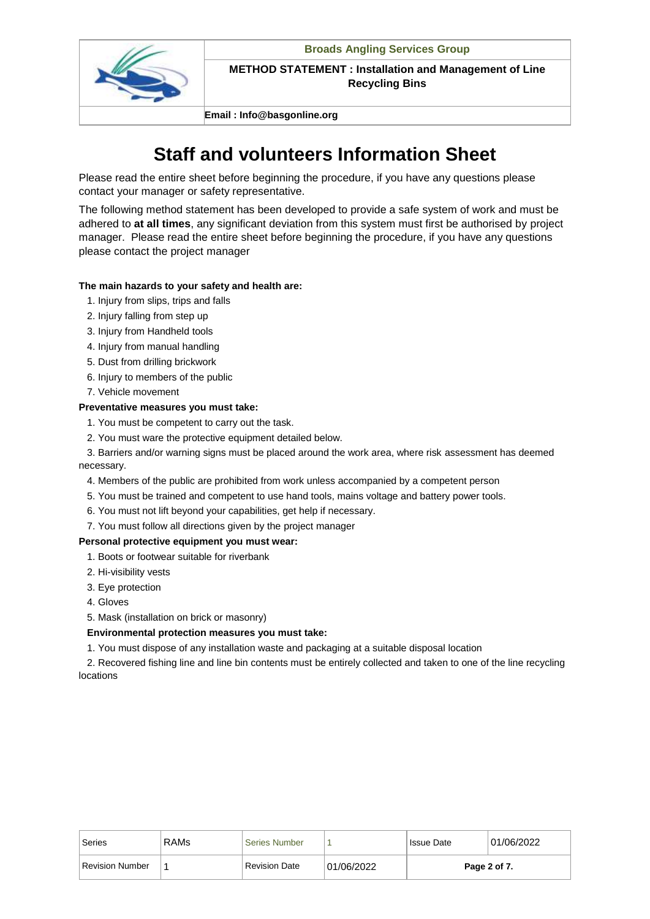# Staff and volunteers Information Sheet

Please read the entire sheet before beginning the procedure, if you have any questions please contact your manager or safety representative.

The following method statement has been developed to provide a safe system of work and must be adhered to **at all times**, any significant deviation from this system must first be authorised by project manager. Please read the entire sheet before beginning the procedure, if you have any questions please contact the project manager

**The main hazards to your safety and health are:**

1. Injury from slips, trips and falls
2. Injury falling from step up
3. Injury from Handheld tools
4. Injury from manual handling
5. Dust from drilling brickwork
6. Injury to members of the public
7. Vehicle movement

**Preventative measures you must take:**

1. You must be competent to carry out the task.
2. You must ware the protective equipment detailed below.
3. Barriers and/or warning signs must be placed around the work area, where risk assessment has deemed necessary.
4. Members of the public are prohibited from work unless accompanied by a competent person
5. You must be trained and competent to use hand tools, mains voltage and battery power tools.
6. You must not lift beyond your capabilities, get help if necessary.
7. You must follow all directions given by the project manager

**Personal protective equipment you must wear:**

1. Boots or footwear suitable for riverbank
2. Hi-visibility vests
3. Eye protection
4. Gloves
5. Mask (installation on brick or masonry)

**Environmental protection measures you must take:**

1. You must dispose of any installation waste and packaging at a suitable disposal location
2. Recovered fishing line and line bin contents must be entirely collected and taken to one of the line recycling locations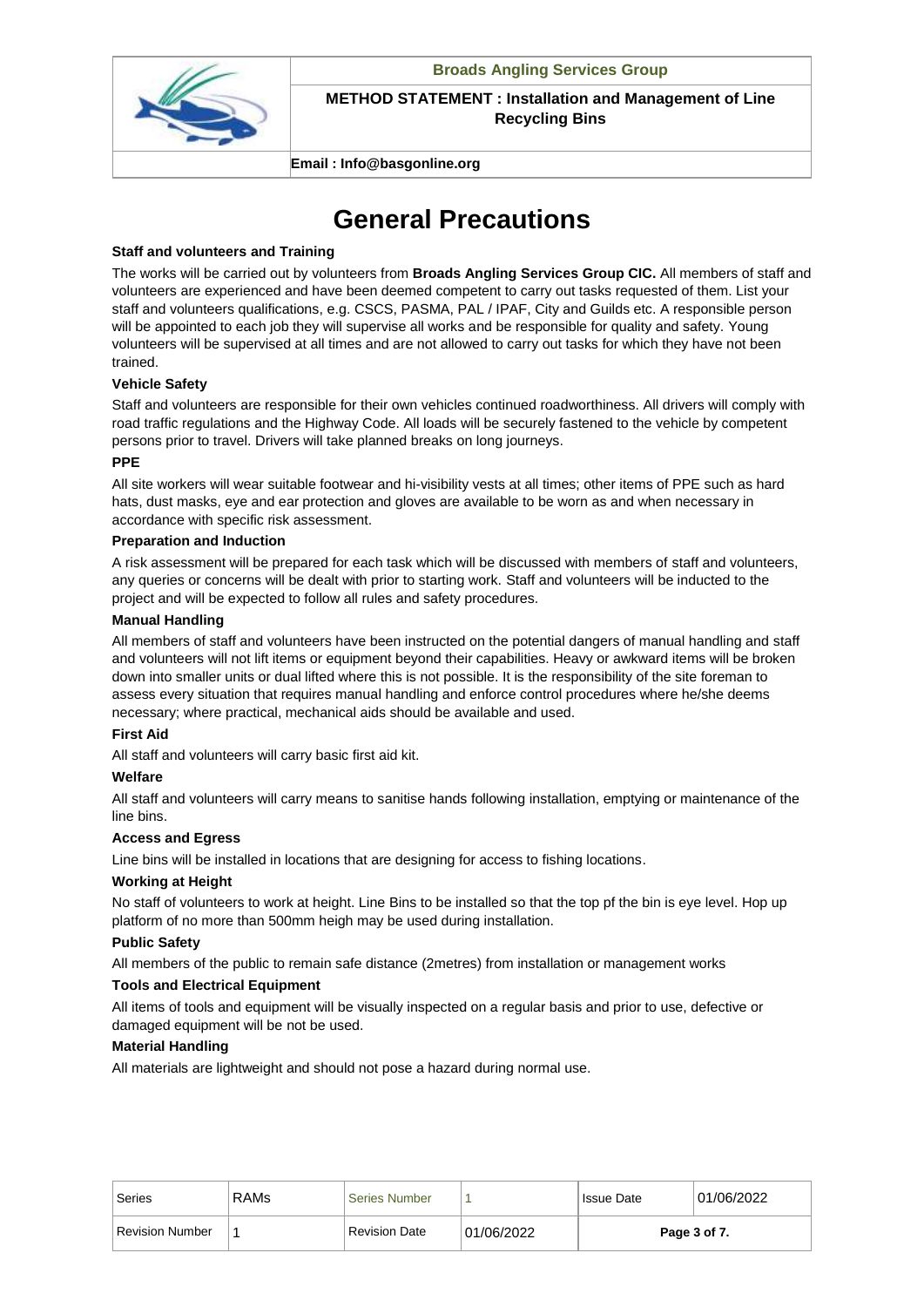# General Precautions

### Staff and volunteers and Training

The works will be carried out by volunteers from **Broads Angling Services Group CIC.** All members of staff and volunteers are experienced and have been deemed competent to carry out tasks requested of them. List your staff and volunteers qualifications, e.g. CSCS, PASMA, PAL / IPAF, City and Guilds etc. A responsible person will be appointed to each job they will supervise all works and be responsible for quality and safety. Young volunteers will be supervised at all times and are not allowed to carry out tasks for which they have not been trained.

### Vehicle Safety

Staff and volunteers are responsible for their own vehicles continued roadworthiness. All drivers will comply with road traffic regulations and the Highway Code. All loads will be securely fastened to the vehicle by competent persons prior to travel. Drivers will take planned breaks on long journeys.

### PPE

All site workers will wear suitable footwear and hi-visibility vests at all times; other items of PPE such as hard hats, dust masks, eye and ear protection and gloves are available to be worn as and when necessary in accordance with specific risk assessment.

### Preparation and Induction

A risk assessment will be prepared for each task which will be discussed with members of staff and volunteers, any queries or concerns will be dealt with prior to starting work. Staff and volunteers will be inducted to the project and will be expected to follow all rules and safety procedures.

### Manual Handling

All members of staff and volunteers have been instructed on the potential dangers of manual handling and staff and volunteers will not lift items or equipment beyond their capabilities. Heavy or awkward items will be broken down into smaller units or dual lifted where this is not possible. It is the responsibility of the site foreman to assess every situation that requires manual handling and enforce control procedures where he/she deems necessary; where practical, mechanical aids should be available and used.

### First Aid

All staff and volunteers will carry basic first aid kit.

### Welfare

All staff and volunteers will carry means to sanitise hands following installation, emptying or maintenance of the line bins.

### Access and Egress

Line bins will be installed in locations that are designing for access to fishing locations.

### Working at Height

No staff of volunteers to work at height. Line Bins to be installed so that the top pf the bin is eye level. Hop up platform of no more than 500mm heigh may be used during installation.

### Public Safety

All members of the public to remain safe distance (2metres) from installation or management works

### Tools and Electrical Equipment

All items of tools and equipment will be visually inspected on a regular basis and prior to use, defective or damaged equipment will be not be used.

### Material Handling

All materials are lightweight and should not pose a hazard during normal use.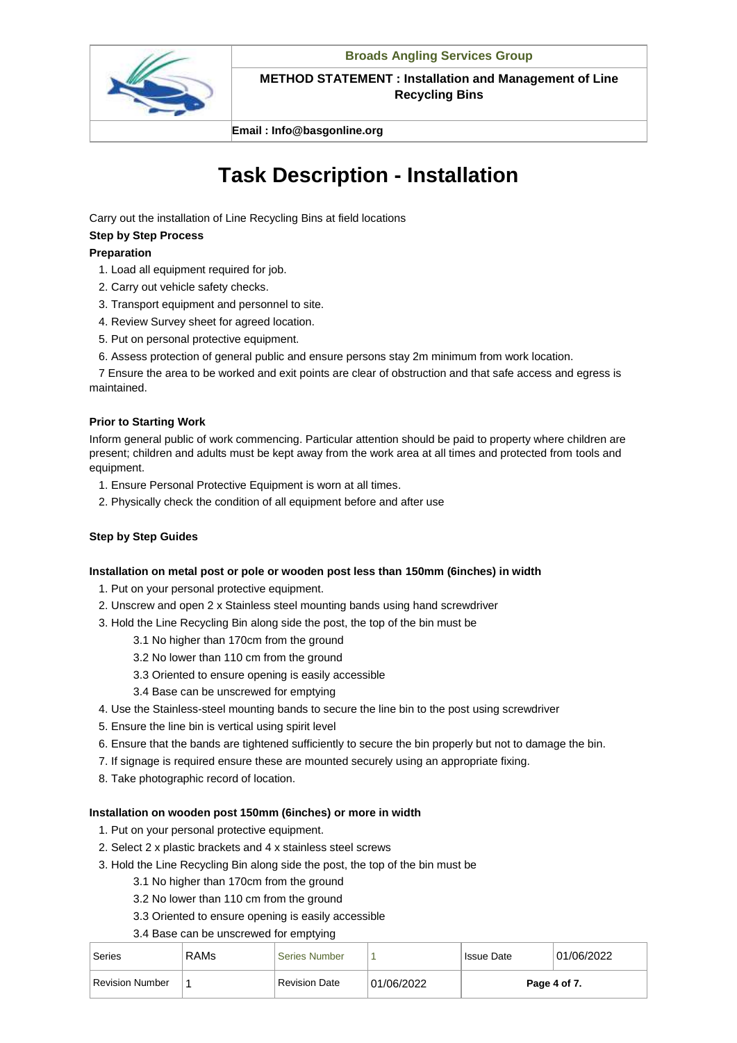# Task Description - Installation

Carry out the installation of Line Recycling Bins at field locations

**Step by Step Process**

**Preparation**

1. Load all equipment required for job.
2. Carry out vehicle safety checks.
3. Transport equipment and personnel to site.
4. Review Survey sheet for agreed location.
5. Put on personal protective equipment.
6. Assess protection of general public and ensure persons stay 2m minimum from work location.

7 Ensure the area to be worked and exit points are clear of obstruction and that safe access and egress is maintained.

**Prior to Starting Work**

Inform general public of work commencing. Particular attention should be paid to property where children are present; children and adults must be kept away from the work area at all times and protected from tools and equipment.

1. Ensure Personal Protective Equipment is worn at all times.
2. Physically check the condition of all equipment before and after use

**Step by Step Guides**

**Installation on metal post or pole or wooden post less than 150mm (6inches) in width**

1. Put on your personal protective equipment.
2. Unscrew and open 2 x Stainless steel mounting bands using hand screwdriver
3. Hold the Line Recycling Bin along side the post, the top of the bin must be
   - 3.1 No higher than 170cm from the ground
   - 3.2 No lower than 110 cm from the ground
   - 3.3 Oriented to ensure opening is easily accessible
   - 3.4 Base can be unscrewed for emptying
4. Use the Stainless-steel mounting bands to secure the line bin to the post using screwdriver
5. Ensure the line bin is vertical using spirit level
6. Ensure that the bands are tightened sufficiently to secure the bin properly but not to damage the bin.
7. If signage is required ensure these are mounted securely using an appropriate fixing.
8. Take photographic record of location.

**Installation on wooden post 150mm (6inches) or more in width**

1. Put on your personal protective equipment.
2. Select 2 x plastic brackets and 4 x stainless steel screws
3. Hold the Line Recycling Bin along side the post, the top of the bin must be
   - 3.1 No higher than 170cm from the ground
   - 3.2 No lower than 110 cm from the ground
   - 3.3 Oriented to ensure opening is easily accessible
   - 3.4 Base can be unscrewed for emptying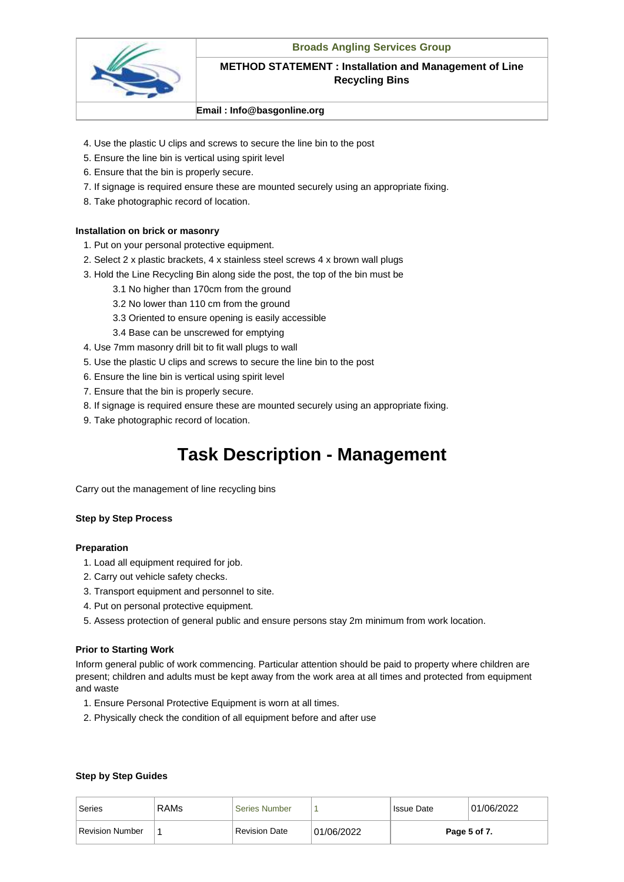4. Use the plastic U clips and screws to secure the line bin to the post
5. Ensure the line bin is vertical using spirit level
6. Ensure that the bin is properly secure.
7. If signage is required ensure these are mounted securely using an appropriate fixing.
8. Take photographic record of location.

**Installation on brick or masonry**

1. Put on your personal protective equipment.
2. Select 2 x plastic brackets, 4 x stainless steel screws 4 x brown wall plugs
3. Hold the Line Recycling Bin along side the post, the top of the bin must be
    - 3.1 No higher than 170cm from the ground
    - 3.2 No lower than 110 cm from the ground
    - 3.3 Oriented to ensure opening is easily accessible
    - 3.4 Base can be unscrewed for emptying
4. Use 7mm masonry drill bit to fit wall plugs to wall
5. Use the plastic U clips and screws to secure the line bin to the post
6. Ensure the line bin is vertical using spirit level
7. Ensure that the bin is properly secure.
8. If signage is required ensure these are mounted securely using an appropriate fixing.
9. Take photographic record of location.

# Task Description - Management

Carry out the management of line recycling bins

**Step by Step Process**

**Preparation**

1. Load all equipment required for job.
2. Carry out vehicle safety checks.
3. Transport equipment and personnel to site.
4. Put on personal protective equipment.
5. Assess protection of general public and ensure persons stay 2m minimum from work location.

**Prior to Starting Work**

Inform general public of work commencing. Particular attention should be paid to property where children are present; children and adults must be kept away from the work area at all times and protected from equipment and waste

1. Ensure Personal Protective Equipment is worn at all times.
2. Physically check the condition of all equipment before and after use

**Step by Step Guides**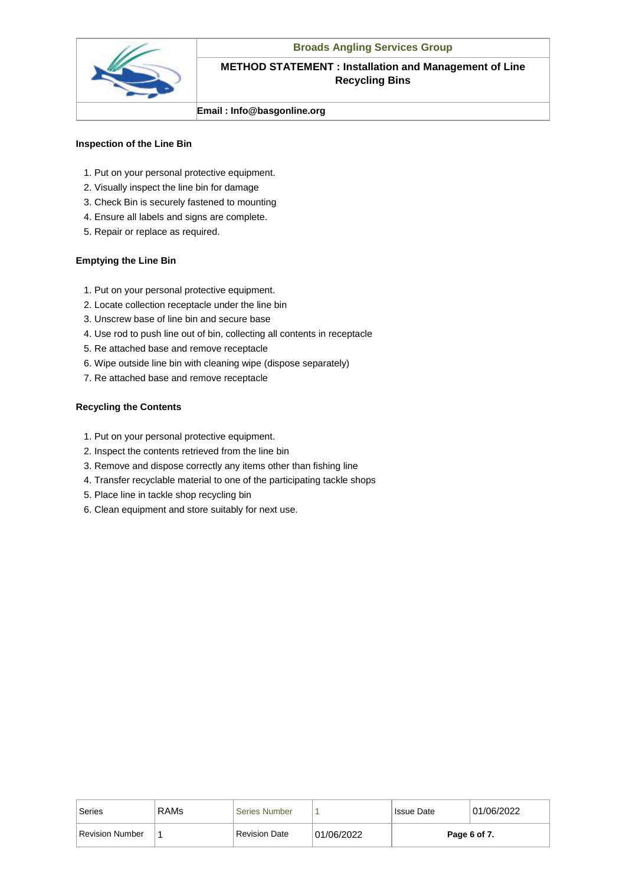### Inspection of the Line Bin

1. Put on your personal protective equipment.
2. Visually inspect the line bin for damage
3. Check Bin is securely fastened to mounting
4. Ensure all labels and signs are complete.
5. Repair or replace as required.

### Emptying the Line Bin

1. Put on your personal protective equipment.
2. Locate collection receptacle under the line bin
3. Unscrew base of line bin and secure base
4. Use rod to push line out of bin, collecting all contents in receptacle
5. Re attached base and remove receptacle
6. Wipe outside line bin with cleaning wipe (dispose separately)
7. Re attached base and remove receptacle

### Recycling the Contents

1. Put on your personal protective equipment.
2. Inspect the contents retrieved from the line bin
3. Remove and dispose correctly any items other than fishing line
4. Transfer recyclable material to one of the participating tackle shops
5. Place line in tackle shop recycling bin
6. Clean equipment and store suitably for next use.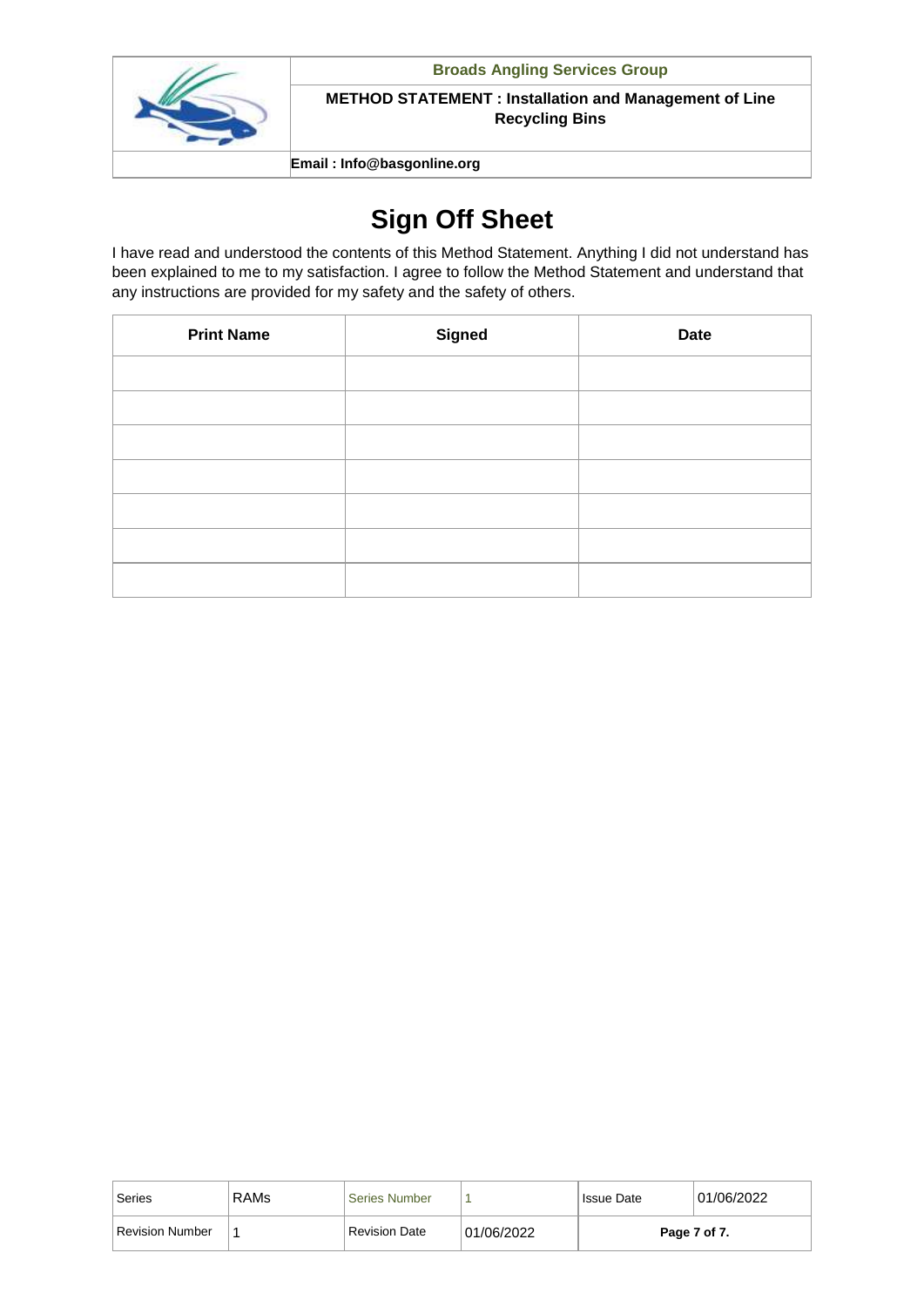# Sign Off Sheet

I have read and understood the contents of this Method Statement. Anything I did not understand has been explained to me to my satisfaction. I agree to follow the Method Statement and understand that any instructions are provided for my safety and the safety of others.

| Print Name | Signed | Date |
|---|---|---|
| | | |
| | | |
| | | |
| | | |
| | | |
| | | |
| | | |